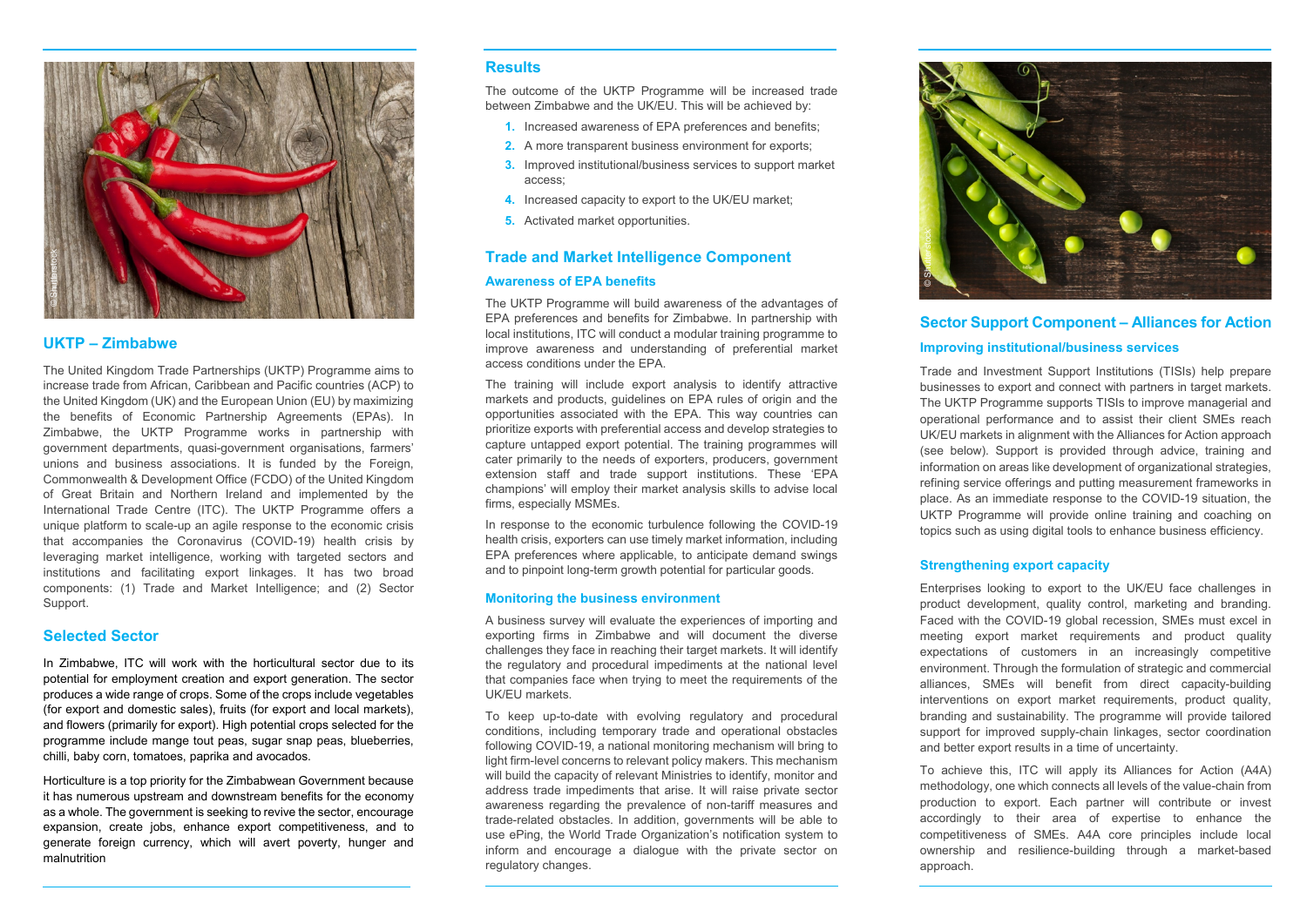## UKTP – Zimbabwe

The United Kingdom Trade Partnerships (UKTP) Programme aims to increase trade from African, Caribbean and Pacific countries (ACP) to the United Kingdom (UK) and the European Union (EU) by maximizing the benefits of Economic Partnership Agreements (EPAs). In Zimbabwe, the UKTP Programme works in partnership with government departments, quasi-government organisations, farmers' unions and business associations. It is funded by the Foreign, Commonwealth & Development Office (FCDO) of the United Kingdom of Great Britain and Northern Ireland and implemented by the International Trade Centre (ITC). The UKTP Programme offers a unique platform to scale-up an agile response to the economic crisis that accompanies the Coronavirus (COVID-19) health crisis by leveraging market intelligence, working with targeted sectors and institutions and facilitating export linkages. It has two broad components: (1) Trade and Market Intelligence; and (2) Sector Support.

## Selected Sector

In Zimbabwe, ITC will work with the horticultural sector due to its potential for employment creation and export generation. The sector produces a wide range of crops. Some of the crops include vegetables (for export and domestic sales), fruits (for export and local markets), and flowers (primarily for export). High potential crops selected for the programme include mange tout peas, sugar snap peas, blueberries, chilli, baby corn, tomatoes, paprika and avocados.

Horticulture is a top priority for the Zimbabwean Government because it has numerous upstream and downstream benefits for the economy as a whole. The government is seeking to revive the sector, encourage expansion, create jobs, enhance export competitiveness, and to generate foreign currency, which will avert poverty, hunger and malnutrition

## Results

The outcome of the UKTP Programme will be increased trade between Zimbabwe and the UK/EU. This will be achieved by:

1. Increased awareness of EPA preferences and benefits;
2. A more transparent business environment for exports;
3. Improved institutional/business services to support market access;
4. Increased capacity to export to the UK/EU market;
5. Activated market opportunities.

## Trade and Market Intelligence Component

### Awareness of EPA benefits

The UKTP Programme will build awareness of the advantages of EPA preferences and benefits for Zimbabwe. In partnership with local institutions, ITC will conduct a modular training programme to improve awareness and understanding of preferential market access conditions under the EPA.

The training will include export analysis to identify attractive markets and products, guidelines on EPA rules of origin and the opportunities associated with the EPA. This way countries can prioritize exports with preferential access and develop strategies to capture untapped export potential. The training programmes will cater primarily to the needs of exporters, producers, government extension staff and trade support institutions. These 'EPA champions' will employ their market analysis skills to advise local firms, especially MSMEs.

In response to the economic turbulence following the COVID-19 health crisis, exporters can use timely market information, including EPA preferences where applicable, to anticipate demand swings and to pinpoint long-term growth potential for particular goods.

### Monitoring the business environment

A business survey will evaluate the experiences of importing and exporting firms in Zimbabwe and will document the diverse challenges they face in reaching their target markets. It will identify the regulatory and procedural impediments at the national level that companies face when trying to meet the requirements of the UK/EU markets.

To keep up-to-date with evolving regulatory and procedural conditions, including temporary trade and operational obstacles following COVID-19, a national monitoring mechanism will bring to light firm-level concerns to relevant policy makers. This mechanism will build the capacity of relevant Ministries to identify, monitor and address trade impediments that arise. It will raise private sector awareness regarding the prevalence of non-tariff measures and trade-related obstacles. In addition, governments will be able to use ePing, the World Trade Organization's notification system to inform and encourage a dialogue with the private sector on regulatory changes.

## Sector Support Component – Alliances for Action

### Improving institutional/business services

Trade and Investment Support Institutions (TISIs) help prepare businesses to export and connect with partners in target markets. The UKTP Programme supports TISIs to improve managerial and operational performance and to assist their client SMEs reach UK/EU markets in alignment with the Alliances for Action approach (see below). Support is provided through advice, training and information on areas like development of organizational strategies, refining service offerings and putting measurement frameworks in place. As an immediate response to the COVID-19 situation, the UKTP Programme will provide online training and coaching on topics such as using digital tools to enhance business efficiency.

### Strengthening export capacity

Enterprises looking to export to the UK/EU face challenges in product development, quality control, marketing and branding. Faced with the COVID-19 global recession, SMEs must excel in meeting export market requirements and product quality expectations of customers in an increasingly competitive environment. Through the formulation of strategic and commercial alliances, SMEs will benefit from direct capacity-building interventions on export market requirements, product quality, branding and sustainability. The programme will provide tailored support for improved supply-chain linkages, sector coordination and better export results in a time of uncertainty.

To achieve this, ITC will apply its Alliances for Action (A4A) methodology, one which connects all levels of the value-chain from production to export. Each partner will contribute or invest accordingly to their area of expertise to enhance the competitiveness of SMEs. A4A core principles include local ownership and resilience-building through a market-based approach.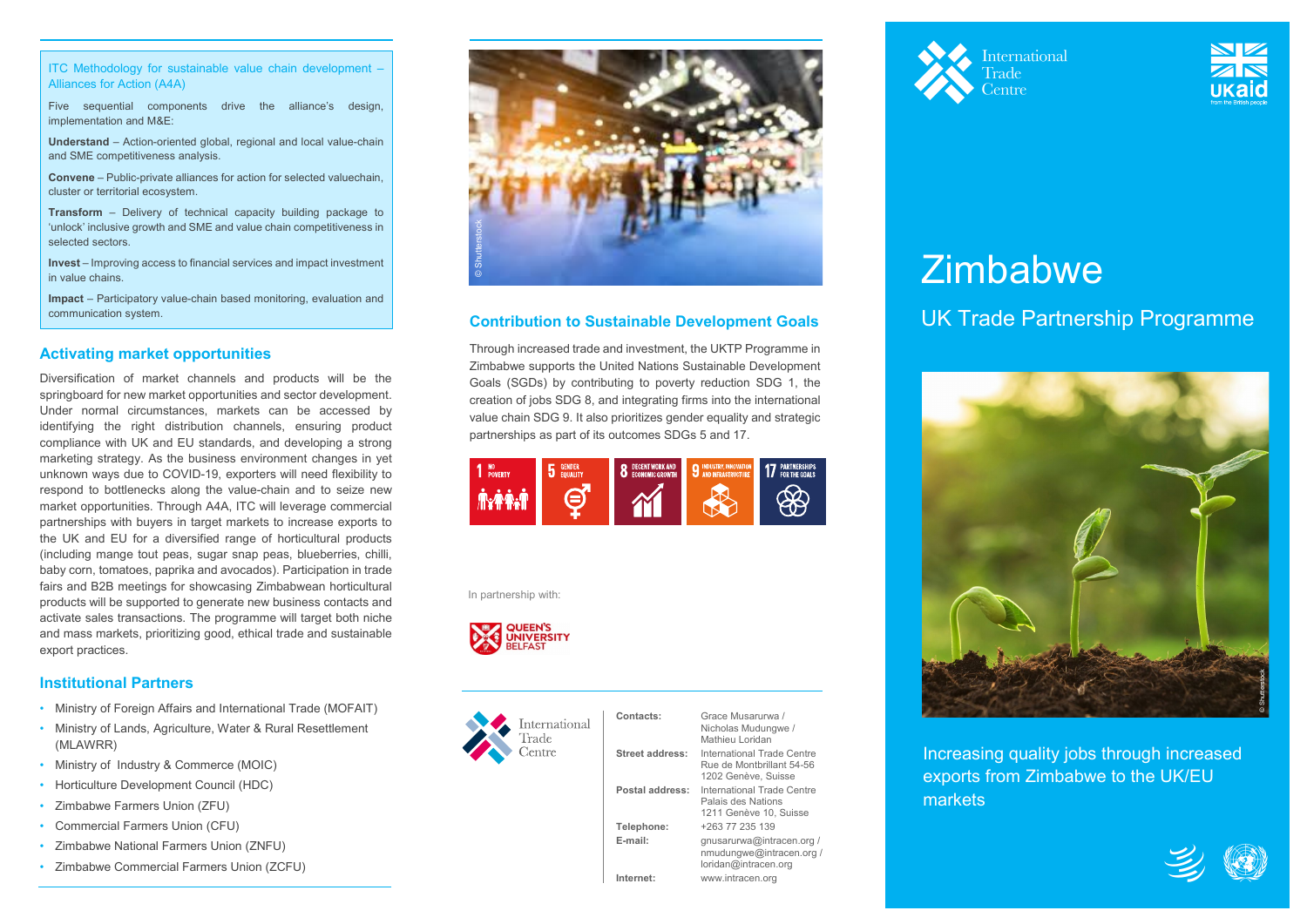ITC Methodology for sustainable value chain development – Alliances for Action (A4A)

Five sequential components drive the alliance's design, implementation and M&E:

**Understand** – Action-oriented global, regional and local value-chain and SME competitiveness analysis.

**Convene** – Public-private alliances for action for selected valuechain, cluster or territorial ecosystem.

**Transform** – Delivery of technical capacity building package to 'unlock' inclusive growth and SME and value chain competitiveness in selected sectors.

**Invest** – Improving access to financial services and impact investment in value chains.

**Impact** – Participatory value-chain based monitoring, evaluation and communication system.

## Activating market opportunities

Diversification of market channels and products will be the springboard for new market opportunities and sector development. Under normal circumstances, markets can be accessed by identifying the right distribution channels, ensuring product compliance with UK and EU standards, and developing a strong marketing strategy. As the business environment changes in yet unknown ways due to COVID-19, exporters will need flexibility to respond to bottlenecks along the value-chain and to seize new market opportunities. Through A4A, ITC will leverage commercial partnerships with buyers in target markets to increase exports to the UK and EU for a diversified range of horticultural products (including mange tout peas, sugar snap peas, blueberries, chilli, baby corn, tomatoes, paprika and avocados). Participation in trade fairs and B2B meetings for showcasing Zimbabwean horticultural products will be supported to generate new business contacts and activate sales transactions. The programme will target both niche and mass markets, prioritizing good, ethical trade and sustainable export practices.

## Institutional Partners

- Ministry of Foreign Affairs and International Trade (MOFAIT)
- Ministry of Lands, Agriculture, Water & Rural Resettlement (MLAWRR)
- Ministry of Industry & Commerce (MOIC)
- Horticulture Development Council (HDC)
- Zimbabwe Farmers Union (ZFU)
- Commercial Farmers Union (CFU)
- Zimbabwe National Farmers Union (ZNFU)
- Zimbabwe Commercial Farmers Union (ZCFU)

© Shutterstock

## Contribution to Sustainable Development Goals

Through increased trade and investment, the UKTP Programme in Zimbabwe supports the United Nations Sustainable Development Goals (SGDs) by contributing to poverty reduction SDG 1, the creation of jobs SDG 8, and integrating firms into the international value chain SDG 9. It also prioritizes gender equality and strategic partnerships as part of its outcomes SDGs 5 and 17.

1 NO POVERTY
5 GENDER EQUALITY
8 DECENT WORK AND ECONOMIC GROWTH
9 INDUSTRY, INNOVATION AND INFRASTRUCTURE
17 PARTNERSHIPS FOR THE GOALS

In partnership with:

QUEEN'S UNIVERSITY BELFAST

International Trade Centre

| | |
|---|---|
| **Contacts:** | Grace Musarurwa / Nicholas Mudungwe / Mathieu Loridan |
| **Street address:** | International Trade Centre Rue de Montbrillant 54-56 1202 Genève, Suisse |
| **Postal address:** | International Trade Centre Palais des Nations 1211 Genève 10, Suisse |
| **Telephone:** | +263 77 235 139 |
| **E-mail:** | gnusarurwa@intracen.org / nmudungwe@intracen.org / loridan@intracen.org |
| **Internet:** | www.intracen.org |

International Trade Centre

UKaid from the British people

# Zimbabwe

## UK Trade Partnership Programme

© Shutterstock

Increasing quality jobs through increased exports from Zimbabwe to the UK/EU markets